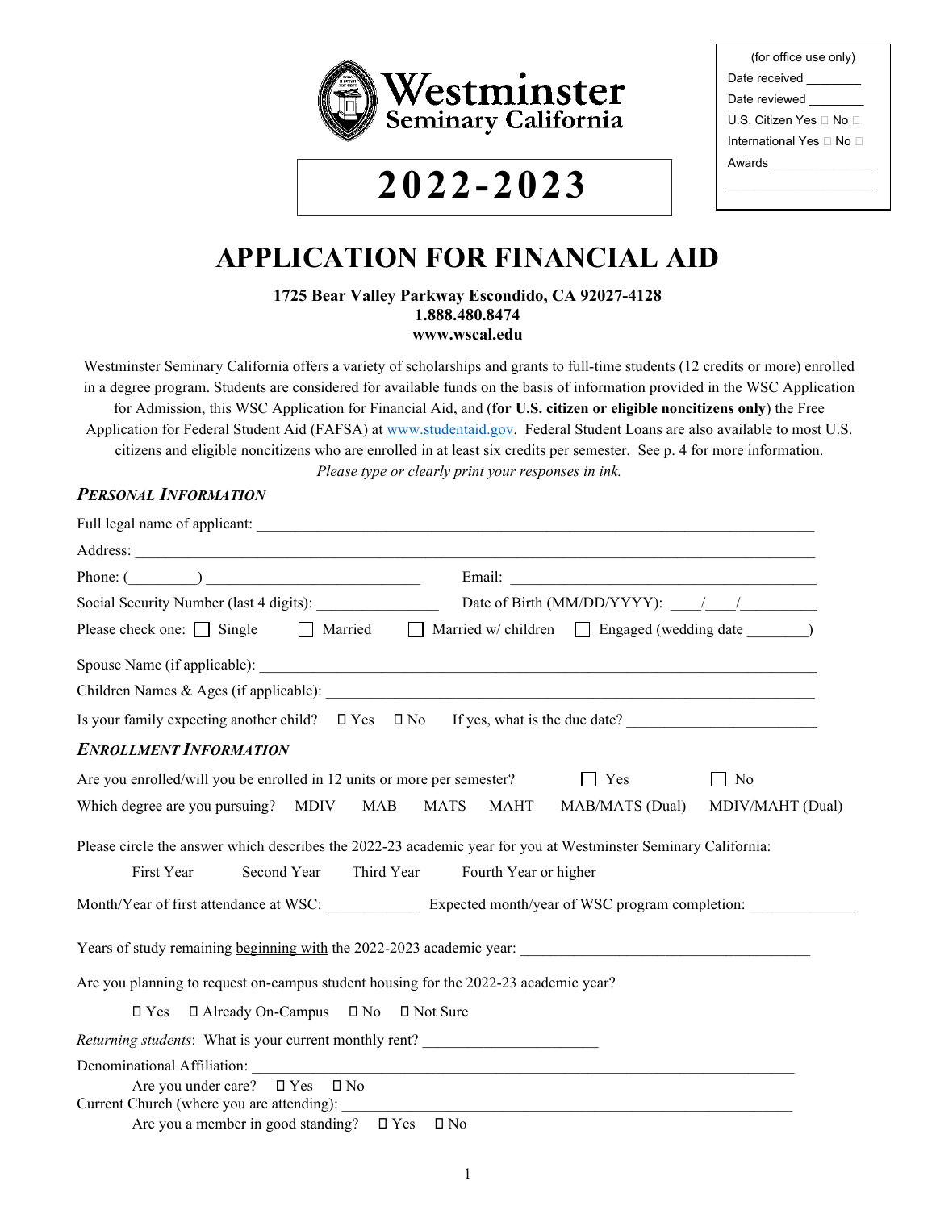(for office use only)
Date received ________
Date reviewed ________
U.S. Citizen Yes ☐ No ☐
International Yes ☐ No ☐
Awards _______________
_____________________

Westminster Seminary California

# 2022-2023

# APPLICATION FOR FINANCIAL AID

**1725 Bear Valley Parkway Escondido, CA 92027-4128**
**1.888.480.8474**
**www.wscal.edu**

Westminster Seminary California offers a variety of scholarships and grants to full-time students (12 credits or more) enrolled in a degree program. Students are considered for available funds on the basis of information provided in the WSC Application for Admission, this WSC Application for Financial Aid, and (**for U.S. citizen or eligible noncitizens only**) the Free Application for Federal Student Aid (FAFSA) at www.studentaid.gov. Federal Student Loans are also available to most U.S. citizens and eligible noncitizens who are enrolled in at least six credits per semester. See p. 4 for more information.

*Please type or clearly print your responses in ink.*

## *PERSONAL INFORMATION*

Full legal name of applicant: ____________________________________________

Address: ____________________________________________

Phone: (_________) ____________________________ Email: ____________________________

Social Security Number (last 4 digits): ________________ Date of Birth (MM/DD/YYYY): ____/____/__________

Please check one: ☐ Single ☐ Married ☐ Married w/ children ☐ Engaged (wedding date ________)

Spouse Name (if applicable): ____________________________________________

Children Names & Ages (if applicable): ____________________________________________

Is your family expecting another child? ☐ Yes ☐ No If yes, what is the due date? ________________________

## *ENROLLMENT INFORMATION*

Are you enrolled/will you be enrolled in 12 units or more per semester? ☐ Yes ☐ No

Which degree are you pursuing? MDIV MAB MATS MAHT MAB/MATS (Dual) MDIV/MAHT (Dual)

Please circle the answer which describes the 2022-23 academic year for you at Westminster Seminary California:

First Year Second Year Third Year Fourth Year or higher

Month/Year of first attendance at WSC: ____________ Expected month/year of WSC program completion: ______________

Years of study remaining <u>beginning with</u> the 2022-2023 academic year: ______________________________________

Are you planning to request on-campus student housing for the 2022-23 academic year?

☐ Yes ☐ Already On-Campus ☐ No ☐ Not Sure

*Returning students*: What is your current monthly rent? ______________________

Denominational Affiliation: ____________________________________________

Are you under care? ☐ Yes ☐ No

Current Church (where you are attending): ____________________________________________

Are you a member in good standing? ☐ Yes ☐ No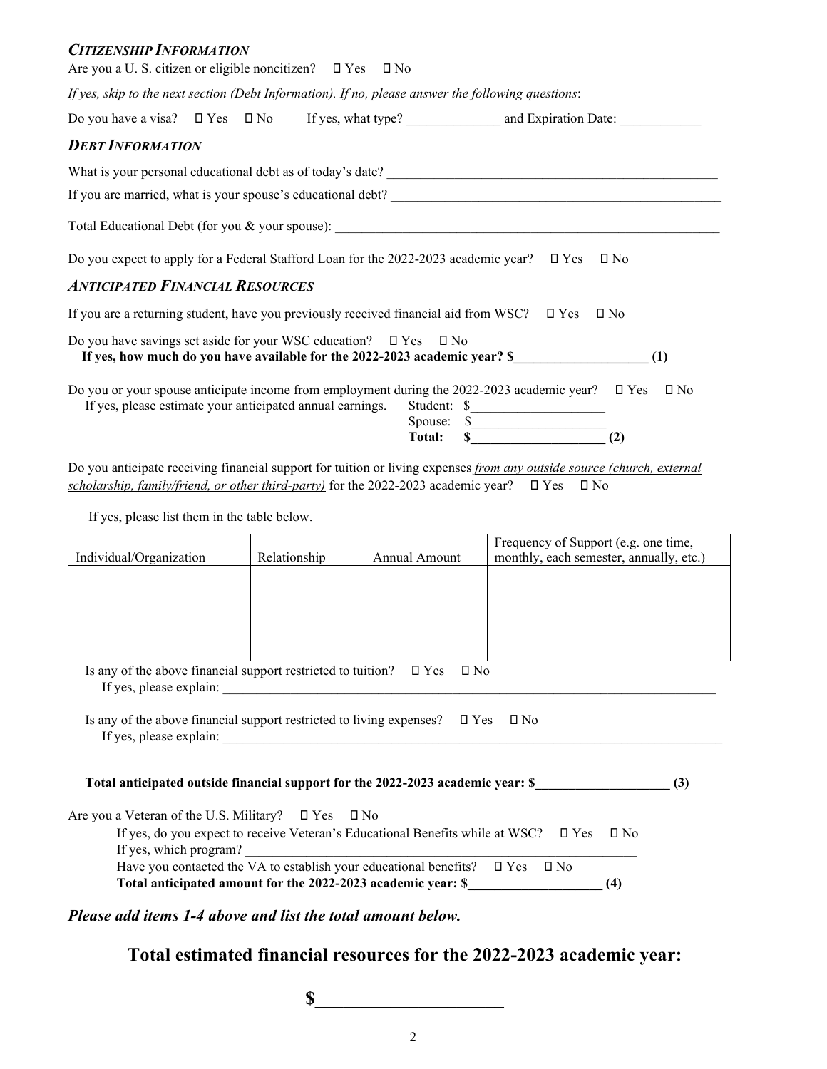### *CITIZENSHIP INFORMATION*

Are you a U. S. citizen or eligible noncitizen? ☐ Yes ☐ No

*If yes, skip to the next section (Debt Information). If no, please answer the following questions*:

Do you have a visa? ☐ Yes ☐ No   If yes, what type? ______________ and Expiration Date: ____________

### *DEBT INFORMATION*

What is your personal educational debt as of today's date? ___________________________________________________

If you are married, what is your spouse's educational debt? ___________________________________________________

Total Educational Debt (for you & your spouse): ___________________________________________________________

Do you expect to apply for a Federal Stafford Loan for the 2022-2023 academic year? ☐ Yes ☐ No

### *ANTICIPATED FINANCIAL RESOURCES*

If you are a returning student, have you previously received financial aid from WSC? ☐ Yes ☐ No

Do you have savings set aside for your WSC education? ☐ Yes ☐ No
**If yes, how much do you have available for the 2022-2023 academic year? $____________________ (1)**

Do you or your spouse anticipate income from employment during the 2022-2023 academic year? ☐ Yes ☐ No
If yes, please estimate your anticipated annual earnings.
Student: $___________________
Spouse: $___________________
**Total: $____________________ (2)**

Do you anticipate receiving financial support for tuition or living expenses *from any outside source (church, external scholarship, family/friend, or other third-party)* for the 2022-2023 academic year? ☐ Yes ☐ No

If yes, please list them in the table below.

| Individual/Organization | Relationship | Annual Amount | Frequency of Support (e.g. one time, monthly, each semester, annually, etc.) |
|---|---|---|---|
| | | | |
| | | | |
| | | | |

Is any of the above financial support restricted to tuition? ☐ Yes ☐ No
If yes, please explain: ___________________________________________________________________________

Is any of the above financial support restricted to living expenses? ☐ Yes ☐ No
If yes, please explain: ___________________________________________________________________________

**Total anticipated outside financial support for the 2022-2023 academic year: $____________________ (3)**

Are you a Veteran of the U.S. Military? ☐ Yes ☐ No
If yes, do you expect to receive Veteran's Educational Benefits while at WSC? ☐ Yes ☐ No
If yes, which program? ___________________________________________________________
Have you contacted the VA to establish your educational benefits? ☐ Yes ☐ No
**Total anticipated amount for the 2022-2023 academic year: $____________________ (4)**

***Please add items 1-4 above and list the total amount below.***

## Total estimated financial resources for the 2022-2023 academic year:

**$____________________**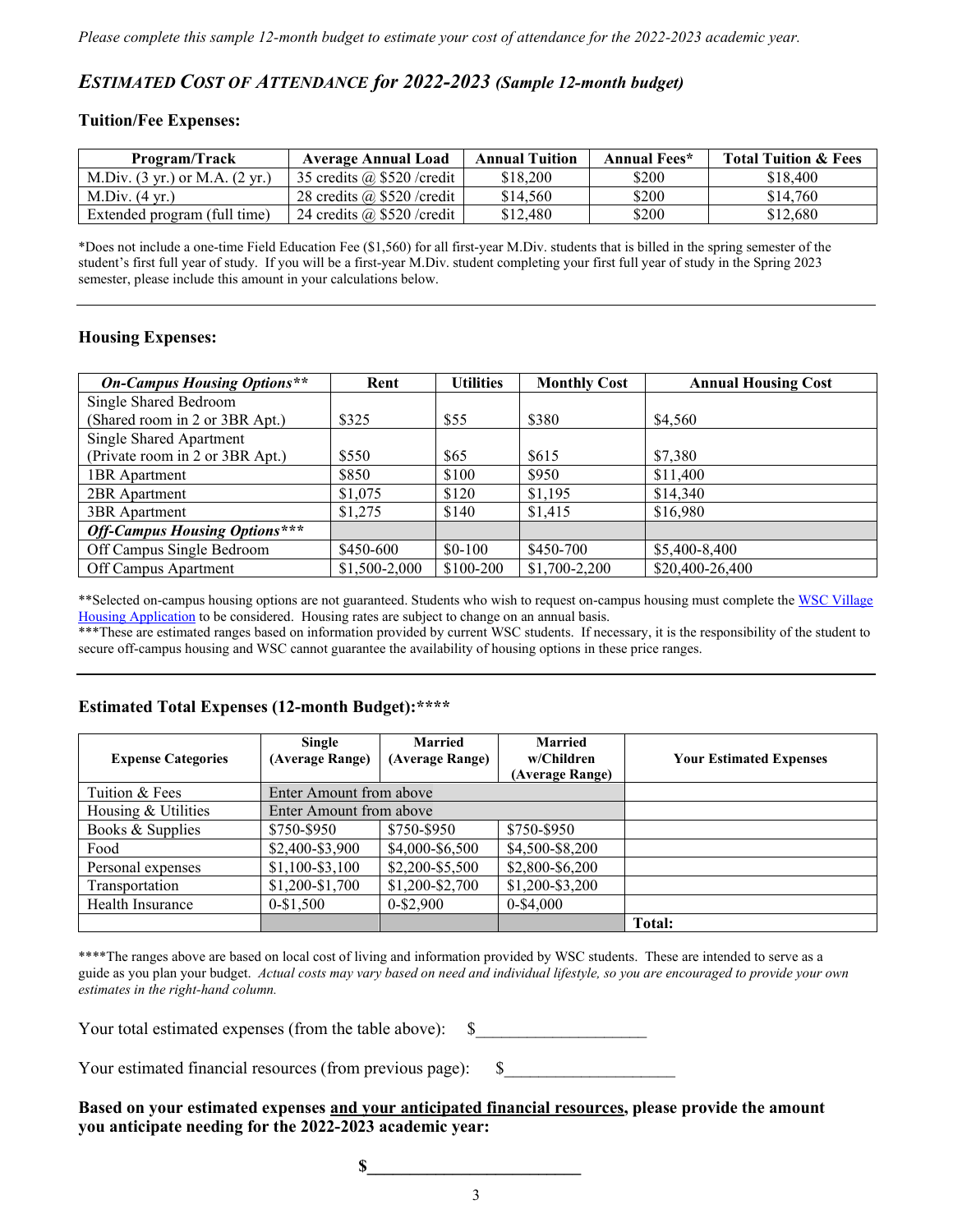*Please complete this sample 12-month budget to estimate your cost of attendance for the 2022-2023 academic year.*

## *ESTIMATED COST OF ATTENDANCE for 2022-2023 (Sample 12-month budget)*

### Tuition/Fee Expenses:

| Program/Track | Average Annual Load | Annual Tuition | Annual Fees* | Total Tuition & Fees |
|---|---|---|---|---|
| M.Div. (3 yr.) or M.A. (2 yr.) | 35 credits @ $520 /credit | $18,200 | $200 | $18,400 |
| M.Div. (4 yr.) | 28 credits @ $520 /credit | $14,560 | $200 | $14,760 |
| Extended program (full time) | 24 credits @ $520 /credit | $12,480 | $200 | $12,680 |

*Does not include a one-time Field Education Fee ($1,560) for all first-year M.Div. students that is billed in the spring semester of the student's first full year of study. If you will be a first-year M.Div. student completing your first full year of study in the Spring 2023 semester, please include this amount in your calculations below.

---

### Housing Expenses:

| *On-Campus Housing Options*** | Rent | Utilities | Monthly Cost | Annual Housing Cost |
|---|---|---|---|---|
| Single Shared Bedroom (Shared room in 2 or 3BR Apt.) | $325 | $55 | $380 | $4,560 |
| Single Shared Apartment (Private room in 2 or 3BR Apt.) | $550 | $65 | $615 | $7,380 |
| 1BR Apartment | $850 | $100 | $950 | $11,400 |
| 2BR Apartment | $1,075 | $120 | $1,195 | $14,340 |
| 3BR Apartment | $1,275 | $140 | $1,415 | $16,980 |
| ***Off-Campus Housing Options**** | | | | |
| Off Campus Single Bedroom | $450-600 | $0-100 | $450-700 | $5,400-8,400 |
| Off Campus Apartment | $1,500-2,000 | $100-200 | $1,700-2,200 | $20,400-26,400 |

**Selected on-campus housing options are not guaranteed. Students who wish to request on-campus housing must complete the WSC Village Housing Application to be considered. Housing rates are subject to change on an annual basis.
***These are estimated ranges based on information provided by current WSC students. If necessary, it is the responsibility of the student to secure off-campus housing and WSC cannot guarantee the availability of housing options in these price ranges.

---

### Estimated Total Expenses (12-month Budget):****

| Expense Categories | Single (Average Range) | Married (Average Range) | Married w/Children (Average Range) | Your Estimated Expenses |
|---|---|---|---|---|
| Tuition & Fees | Enter Amount from above | | | |
| Housing & Utilities | Enter Amount from above | | | |
| Books & Supplies | $750-$950 | $750-$950 | $750-$950 | |
| Food | $2,400-$3,900 | $4,000-$6,500 | $4,500-$8,200 | |
| Personal expenses | $1,100-$3,100 | $2,200-$5,500 | $2,800-$6,200 | |
| Transportation | $1,200-$1,700 | $1,200-$2,700 | $1,200-$3,200 | |
| Health Insurance | 0-$1,500 | 0-$2,900 | 0-$4,000 | |
| | | | | Total: |

****The ranges above are based on local cost of living and information provided by WSC students. These are intended to serve as a guide as you plan your budget. *Actual costs may vary based on need and individual lifestyle, so you are encouraged to provide your own estimates in the right-hand column.*

Your total estimated expenses (from the table above): $____________________

Your estimated financial resources (from previous page): $____________________

**Based on your estimated expenses and your anticipated financial resources, please provide the amount you anticipate needing for the 2022-2023 academic year:**

**$_________________________**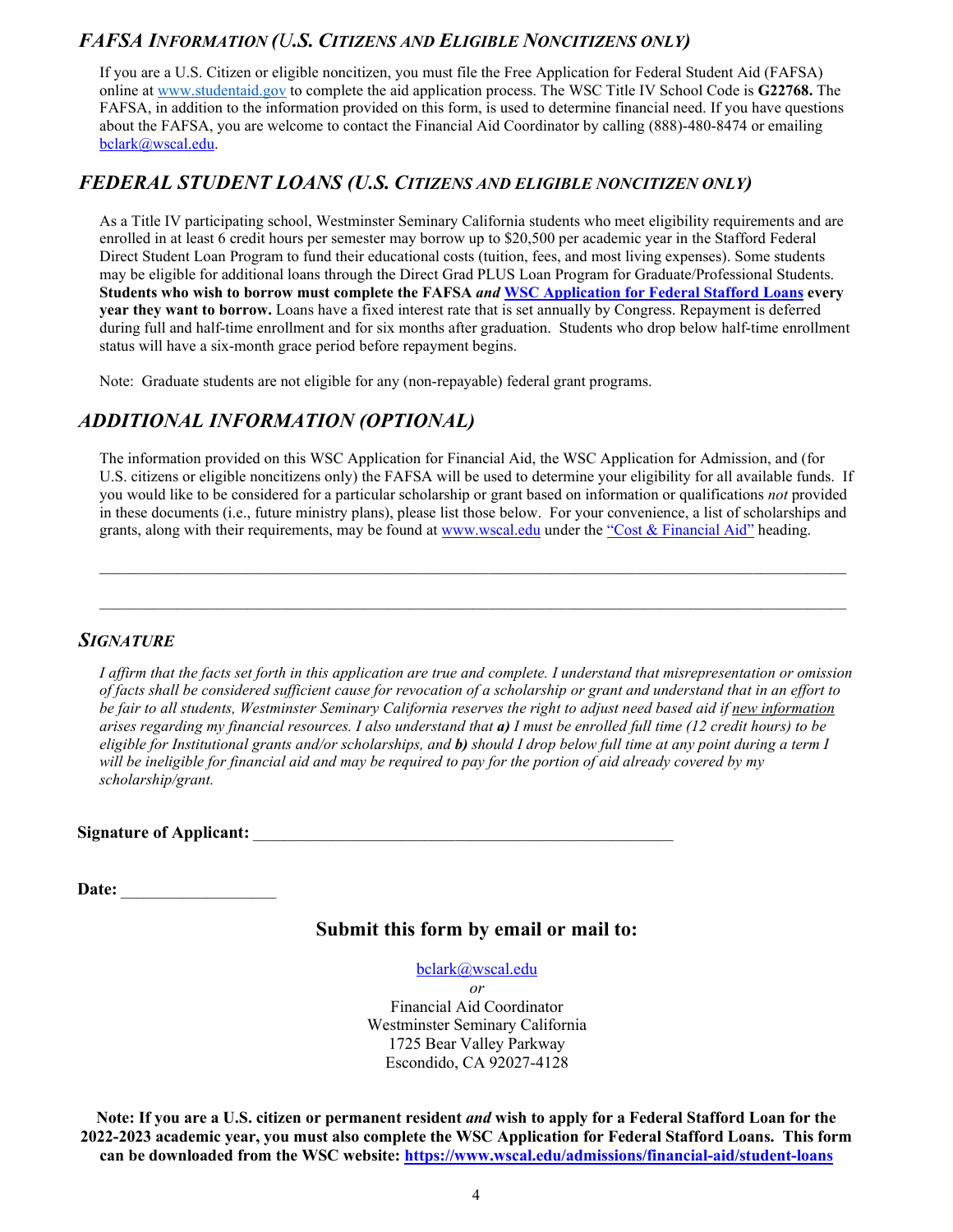## *FAFSA Information (U.S. Citizens and Eligible Noncitizens only)*

If you are a U.S. Citizen or eligible noncitizen, you must file the Free Application for Federal Student Aid (FAFSA) online at www.studentaid.gov to complete the aid application process. The WSC Title IV School Code is **G22768.** The FAFSA, in addition to the information provided on this form, is used to determine financial need. If you have questions about the FAFSA, you are welcome to contact the Financial Aid Coordinator by calling (888)-480-8474 or emailing bclark@wscal.edu.

## *FEDERAL STUDENT LOANS (U.S. Citizens and eligible noncitizen only)*

As a Title IV participating school, Westminster Seminary California students who meet eligibility requirements and are enrolled in at least 6 credit hours per semester may borrow up to $20,500 per academic year in the Stafford Federal Direct Student Loan Program to fund their educational costs (tuition, fees, and most living expenses). Some students may be eligible for additional loans through the Direct Grad PLUS Loan Program for Graduate/Professional Students. **Students who wish to borrow must complete the FAFSA *and* WSC Application for Federal Stafford Loans every year they want to borrow.** Loans have a fixed interest rate that is set annually by Congress. Repayment is deferred during full and half-time enrollment and for six months after graduation. Students who drop below half-time enrollment status will have a six-month grace period before repayment begins.

Note: Graduate students are not eligible for any (non-repayable) federal grant programs.

## *ADDITIONAL INFORMATION (OPTIONAL)*

The information provided on this WSC Application for Financial Aid, the WSC Application for Admission, and (for U.S. citizens or eligible noncitizens only) the FAFSA will be used to determine your eligibility for all available funds. If you would like to be considered for a particular scholarship or grant based on information or qualifications *not* provided in these documents (i.e., future ministry plans), please list those below. For your convenience, a list of scholarships and grants, along with their requirements, may be found at www.wscal.edu under the "Cost & Financial Aid" heading.

\_\_\_\_\_\_\_\_\_\_\_\_\_\_\_\_\_\_\_\_\_\_\_\_\_\_\_\_\_\_\_\_\_\_\_\_\_\_\_\_\_\_\_\_\_\_\_\_\_\_\_\_\_\_\_\_\_\_\_\_\_\_\_\_\_\_\_\_\_\_\_\_\_\_\_\_\_\_

\_\_\_\_\_\_\_\_\_\_\_\_\_\_\_\_\_\_\_\_\_\_\_\_\_\_\_\_\_\_\_\_\_\_\_\_\_\_\_\_\_\_\_\_\_\_\_\_\_\_\_\_\_\_\_\_\_\_\_\_\_\_\_\_\_\_\_\_\_\_\_\_\_\_\_\_\_\_

## *Signature*

*I affirm that the facts set forth in this application are true and complete. I understand that misrepresentation or omission of facts shall be considered sufficient cause for revocation of a scholarship or grant and understand that in an effort to be fair to all students, Westminster Seminary California reserves the right to adjust need based aid if new information arises regarding my financial resources. I also understand that **a)** I must be enrolled full time (12 credit hours) to be eligible for Institutional grants and/or scholarships, and **b)** should I drop below full time at any point during a term I will be ineligible for financial aid and may be required to pay for the portion of aid already covered by my scholarship/grant.*

**Signature of Applicant:** \_\_\_\_\_\_\_\_\_\_\_\_\_\_\_\_\_\_\_\_\_\_\_\_\_\_\_\_\_\_\_\_\_\_\_\_\_\_\_\_\_\_\_\_\_\_\_\_

**Date:** \_\_\_\_\_\_\_\_\_\_\_\_\_\_\_\_\_\_

### Submit this form by email or mail to:

bclark@wscal.edu

*or*

Financial Aid Coordinator
Westminster Seminary California
1725 Bear Valley Parkway
Escondido, CA 92027-4128

**Note: If you are a U.S. citizen or permanent resident *and* wish to apply for a Federal Stafford Loan for the 2022-2023 academic year, you must also complete the WSC Application for Federal Stafford Loans. This form can be downloaded from the WSC website: https://www.wscal.edu/admissions/financial-aid/student-loans**